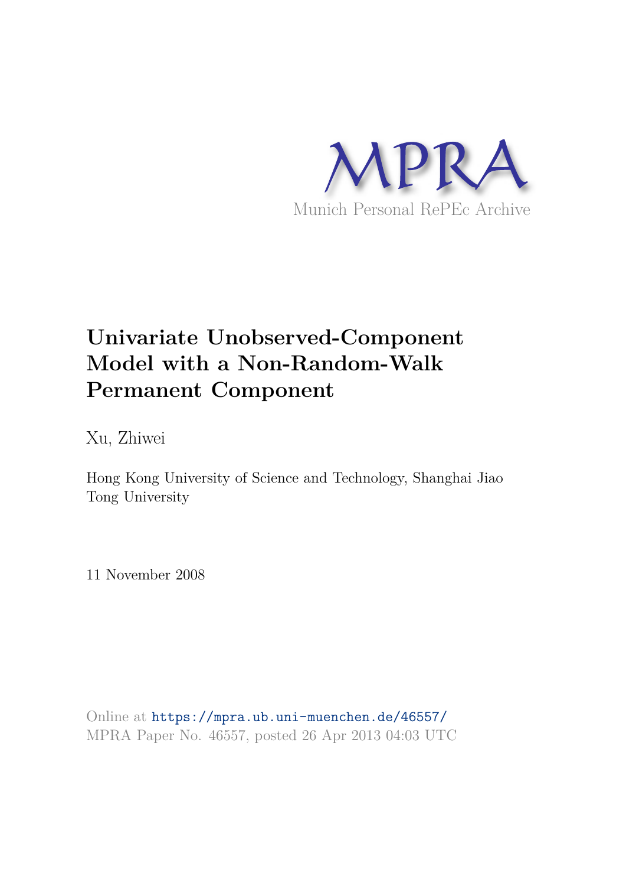MPRA

Munich Personal RePEc Archive

# Univariate Unobserved-Component Model with a Non-Random-Walk Permanent Component

Xu, Zhiwei

Hong Kong University of Science and Technology, Shanghai Jiao Tong University

11 November 2008

Online at https://mpra.ub.uni-muenchen.de/46557/
MPRA Paper No. 46557, posted 26 Apr 2013 04:03 UTC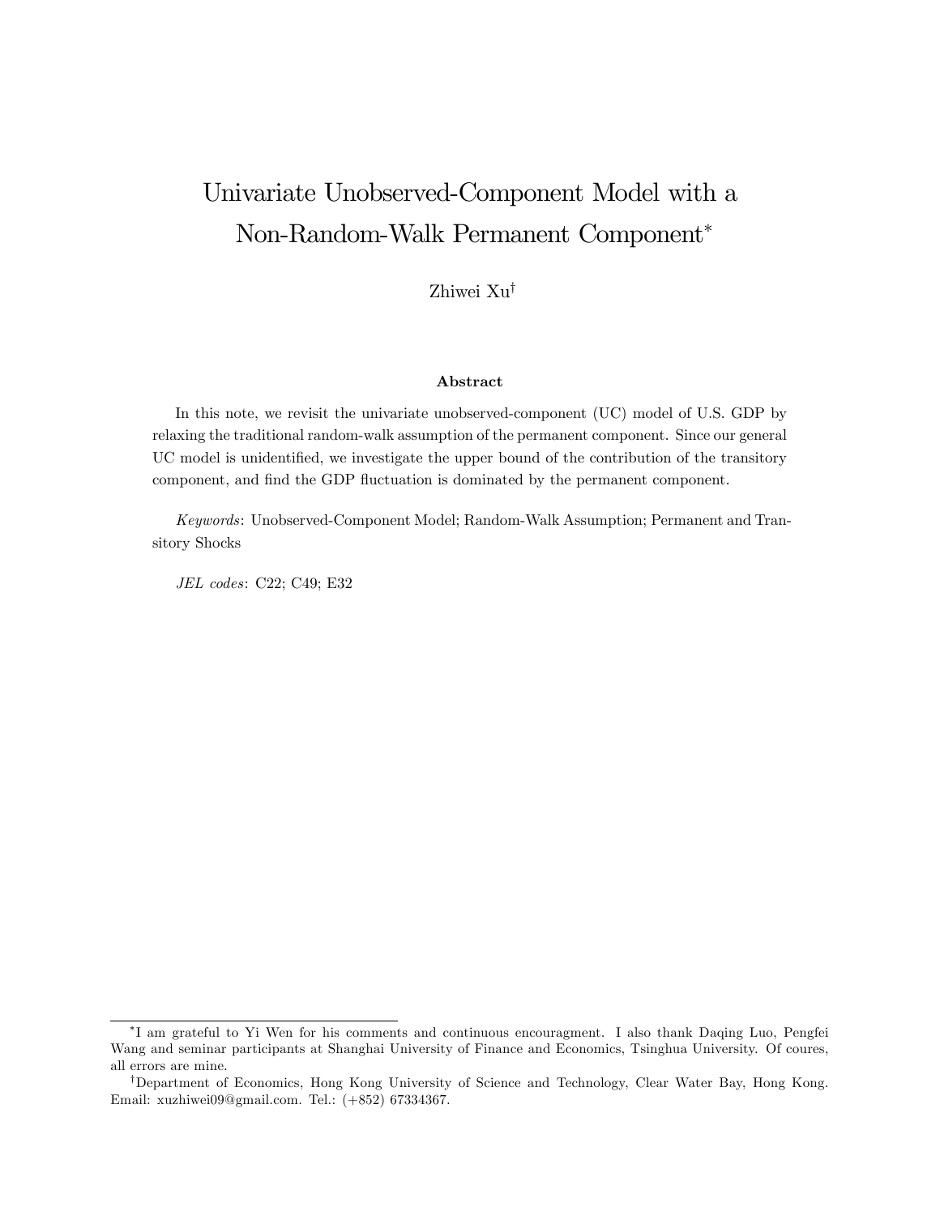# Univariate Unobserved-Component Model with a Non-Random-Walk Permanent Component*

Zhiwei Xu†

**Abstract**

In this note, we revisit the univariate unobserved-component (UC) model of U.S. GDP by relaxing the traditional random-walk assumption of the permanent component. Since our general UC model is unidentified, we investigate the upper bound of the contribution of the transitory component, and find the GDP fluctuation is dominated by the permanent component.

*Keywords*: Unobserved-Component Model; Random-Walk Assumption; Permanent and Transitory Shocks

*JEL codes*: C22; C49; E32

---

*I am grateful to Yi Wen for his comments and continuous encouragment. I also thank Daqing Luo, Pengfei Wang and seminar participants at Shanghai University of Finance and Economics, Tsinghua University. Of coures, all errors are mine.

†Department of Economics, Hong Kong University of Science and Technology, Clear Water Bay, Hong Kong. Email: xuzhiwei09@gmail.com. Tel.: (+852) 67334367.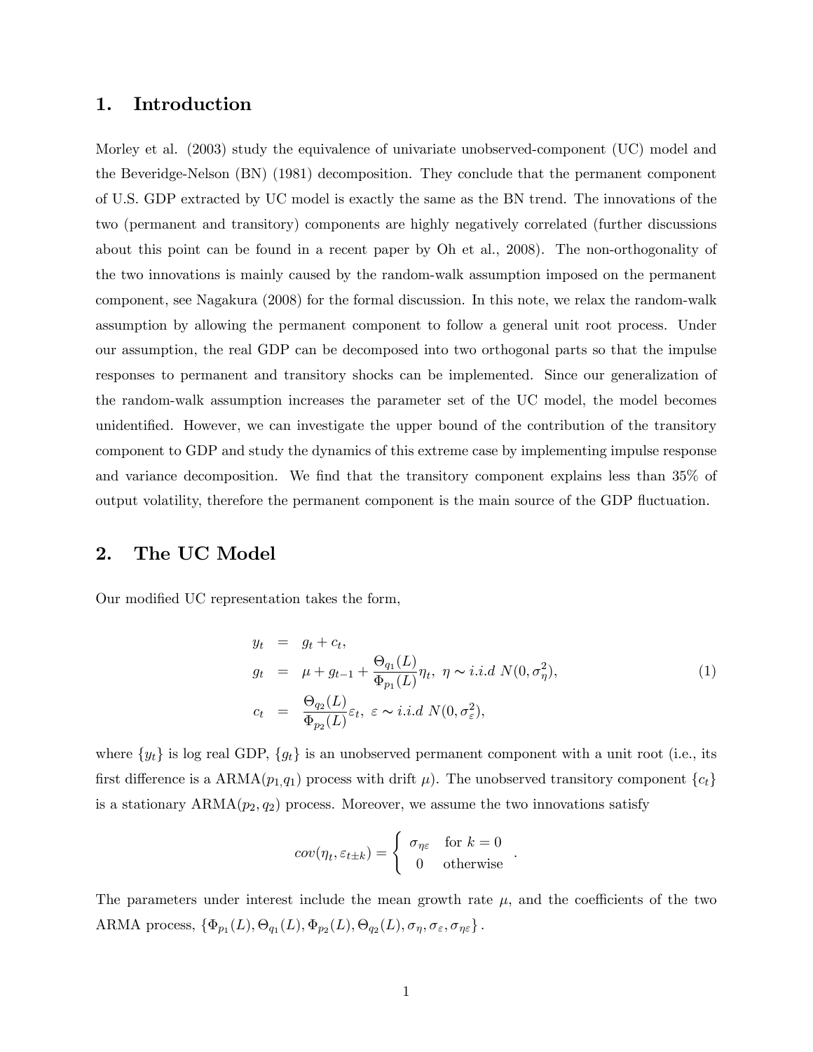## 1. Introduction

Morley et al. (2003) study the equivalence of univariate unobserved-component (UC) model and the Beveridge-Nelson (BN) (1981) decomposition. They conclude that the permanent component of U.S. GDP extracted by UC model is exactly the same as the BN trend. The innovations of the two (permanent and transitory) components are highly negatively correlated (further discussions about this point can be found in a recent paper by Oh et al., 2008). The non-orthogonality of the two innovations is mainly caused by the random-walk assumption imposed on the permanent component, see Nagakura (2008) for the formal discussion. In this note, we relax the random-walk assumption by allowing the permanent component to follow a general unit root process. Under our assumption, the real GDP can be decomposed into two orthogonal parts so that the impulse responses to permanent and transitory shocks can be implemented. Since our generalization of the random-walk assumption increases the parameter set of the UC model, the model becomes unidentified. However, we can investigate the upper bound of the contribution of the transitory component to GDP and study the dynamics of this extreme case by implementing impulse response and variance decomposition. We find that the transitory component explains less than 35% of output volatility, therefore the permanent component is the main source of the GDP fluctuation.

## 2. The UC Model

Our modified UC representation takes the form,

$$
\begin{aligned}
y_t &= g_t + c_t, \\
g_t &= \mu + g_{t-1} + \frac{\Theta_{q_1}(L)}{\Phi_{p_1}(L)}\eta_t,\ \eta \sim i.i.d\ N(0, \sigma_\eta^2), \\
c_t &= \frac{\Theta_{q_2}(L)}{\Phi_{p_2}(L)}\varepsilon_t,\ \varepsilon \sim i.i.d\ N(0, \sigma_\varepsilon^2),
\end{aligned}
\tag{1}
$$

where $\{y_t\}$ is log real GDP, $\{g_t\}$ is an unobserved permanent component with a unit root (i.e., its first difference is a ARMA($p_1$,$q_1$) process with drift $\mu$). The unobserved transitory component $\{c_t\}$ is a stationary ARMA($p_2, q_2$) process. Moreover, we assume the two innovations satisfy

$$
cov(\eta_t, \varepsilon_{t\pm k}) = \begin{cases} \sigma_{\eta\varepsilon} & \text{for } k = 0 \\ 0 & \text{otherwise} \end{cases}.
$$

The parameters under interest include the mean growth rate $\mu$, and the coefficients of the two ARMA process, $\{\Phi_{p_1}(L), \Theta_{q_1}(L), \Phi_{p_2}(L), \Theta_{q_2}(L), \sigma_\eta, \sigma_\varepsilon, \sigma_{\eta\varepsilon}\}$.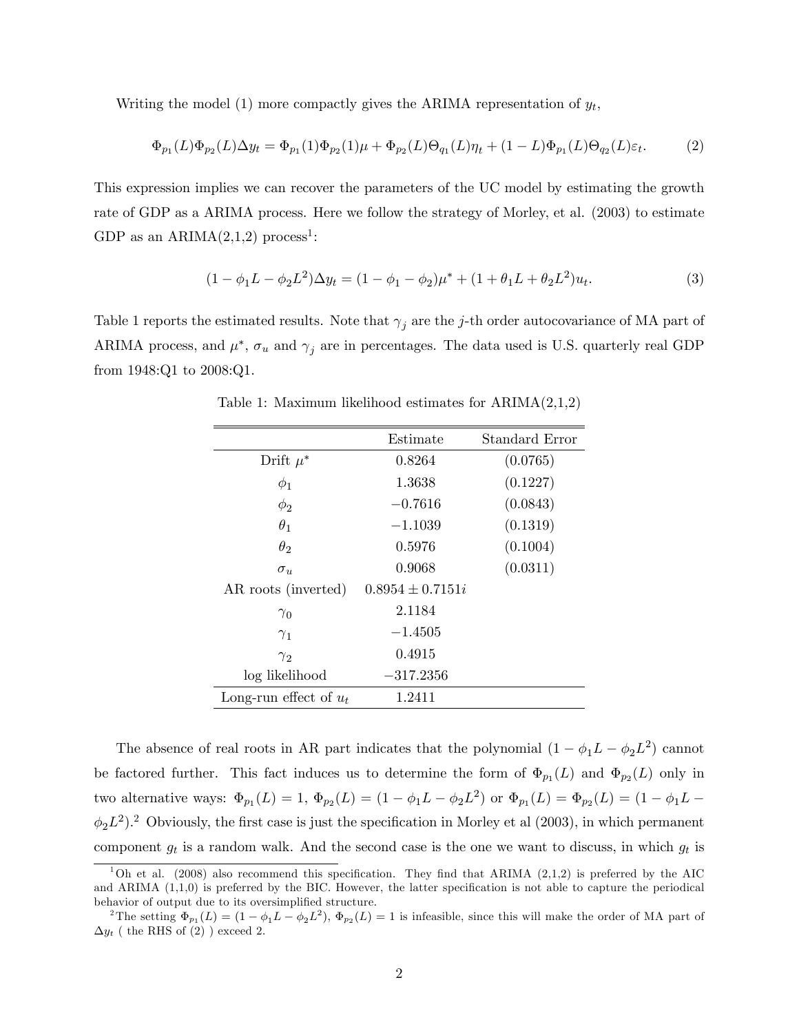Writing the model (1) more compactly gives the ARIMA representation of $y_t$,

$$\Phi_{p_1}(L)\Phi_{p_2}(L)\Delta y_t = \Phi_{p_1}(1)\Phi_{p_2}(1)\mu + \Phi_{p_2}(L)\Theta_{q_1}(L)\eta_t + (1-L)\Phi_{p_1}(L)\Theta_{q_2}(L)\varepsilon_t. \tag{2}$$

This expression implies we can recover the parameters of the UC model by estimating the growth rate of GDP as a ARIMA process. Here we follow the strategy of Morley, et al. (2003) to estimate GDP as an ARIMA(2,1,2) process[1]:

$$(1-\phi_1 L - \phi_2 L^2)\Delta y_t = (1-\phi_1-\phi_2)\mu^* + (1+\theta_1 L + \theta_2 L^2)u_t. \tag{3}$$

Table 1 reports the estimated results. Note that $\gamma_j$ are the $j$-th order autocovariance of MA part of ARIMA process, and $\mu^*$, $\sigma_u$ and $\gamma_j$ are in percentages. The data used is U.S. quarterly real GDP from 1948:Q1 to 2008:Q1.

Table 1: Maximum likelihood estimates for ARIMA(2,1,2)

| | Estimate | Standard Error |
|---|---|---|
| Drift $\mu^*$ | 0.8264 | (0.0765) |
| $\phi_1$ | 1.3638 | (0.1227) |
| $\phi_2$ | $-0.7616$ | (0.0843) |
| $\theta_1$ | $-1.1039$ | (0.1319) |
| $\theta_2$ | 0.5976 | (0.1004) |
| $\sigma_u$ | 0.9068 | (0.0311) |
| AR roots (inverted) | $0.8954 \pm 0.7151i$ | |
| $\gamma_0$ | 2.1184 | |
| $\gamma_1$ | $-1.4505$ | |
| $\gamma_2$ | 0.4915 | |
| log likelihood | $-317.2356$ | |
| Long-run effect of $u_t$ | 1.2411 | |

The absence of real roots in AR part indicates that the polynomial $(1-\phi_1 L - \phi_2 L^2)$ cannot be factored further. This fact induces us to determine the form of $\Phi_{p_1}(L)$ and $\Phi_{p_2}(L)$ only in two alternative ways: $\Phi_{p_1}(L) = 1$, $\Phi_{p_2}(L) = (1-\phi_1 L - \phi_2 L^2)$ or $\Phi_{p_1}(L) = \Phi_{p_2}(L) = (1-\phi_1 L - \phi_2 L^2)$.[2] Obviously, the first case is just the specification in Morley et al (2003), in which permanent component $g_t$ is a random walk. And the second case is the one we want to discuss, in which $g_t$ is

[1] Oh et al. (2008) also recommend this specification. They find that ARIMA (2,1,2) is preferred by the AIC and ARIMA (1,1,0) is preferred by the BIC. However, the latter specification is not able to capture the periodical behavior of output due to its oversimplified structure.

[2] The setting $\Phi_{p_1}(L) = (1-\phi_1 L - \phi_2 L^2)$, $\Phi_{p_2}(L) = 1$ is infeasible, since this will make the order of MA part of $\Delta y_t$ ( the RHS of (2) ) exceed 2.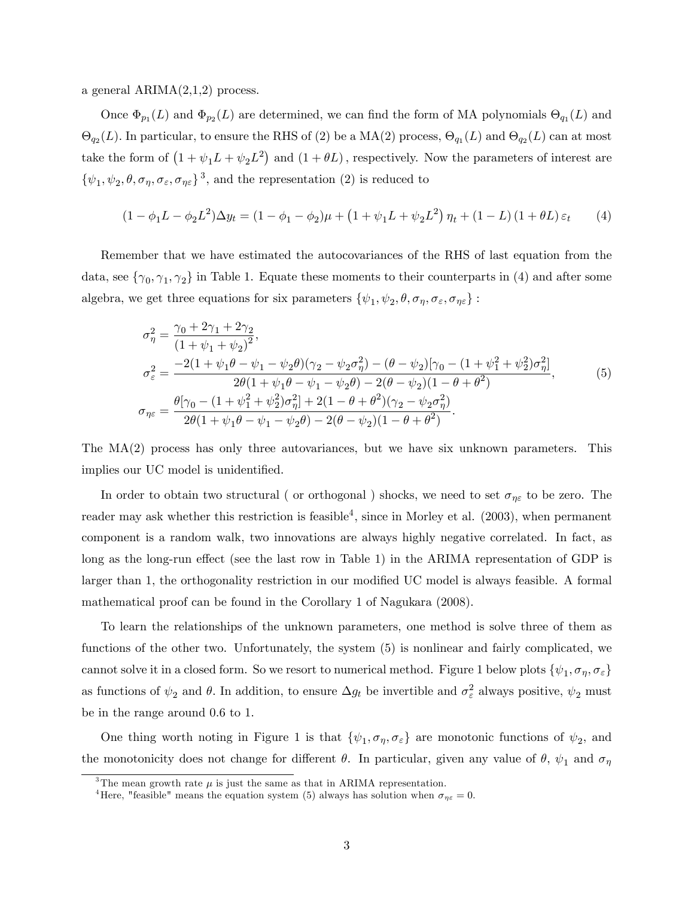a general ARIMA(2,1,2) process.

Once $\Phi_{p_1}(L)$ and $\Phi_{p_2}(L)$ are determined, we can find the form of MA polynomials $\Theta_{q_1}(L)$ and $\Theta_{q_2}(L)$. In particular, to ensure the RHS of (2) be a MA(2) process, $\Theta_{q_1}(L)$ and $\Theta_{q_2}(L)$ can at most take the form of $\left(1+\psi_1 L+\psi_2 L^2\right)$ and $(1+\theta L)$, respectively. Now the parameters of interest are $\{\psi_1, \psi_2, \theta, \sigma_\eta, \sigma_\varepsilon, \sigma_{\eta\varepsilon}\}$ [3], and the representation (2) is reduced to

$$(1-\phi_1 L-\phi_2 L^2)\Delta y_t = (1-\phi_1-\phi_2)\mu + \left(1+\psi_1 L+\psi_2 L^2\right)\eta_t + (1-L)\left(1+\theta L\right)\varepsilon_t \tag{4}$$

Remember that we have estimated the autocovariances of the RHS of last equation from the data, see $\{\gamma_0, \gamma_1, \gamma_2\}$ in Table 1. Equate these moments to their counterparts in (4) and after some algebra, we get three equations for six parameters $\{\psi_1, \psi_2, \theta, \sigma_\eta, \sigma_\varepsilon, \sigma_{\eta\varepsilon}\}$ :

$$\begin{aligned}
\sigma_\eta^2 &= \frac{\gamma_0+2\gamma_1+2\gamma_2}{(1+\psi_1+\psi_2)^2}, \\
\sigma_\varepsilon^2 &= \frac{-2(1+\psi_1\theta-\psi_1-\psi_2\theta)(\gamma_2-\psi_2\sigma_\eta^2)-(\theta-\psi_2)[\gamma_0-(1+\psi_1^2+\psi_2^2)\sigma_\eta^2]}{2\theta(1+\psi_1\theta-\psi_1-\psi_2\theta)-2(\theta-\psi_2)(1-\theta+\theta^2)}, \\
\sigma_{\eta\varepsilon} &= \frac{\theta[\gamma_0-(1+\psi_1^2+\psi_2^2)\sigma_\eta^2]+2(1-\theta+\theta^2)(\gamma_2-\psi_2\sigma_\eta^2)}{2\theta(1+\psi_1\theta-\psi_1-\psi_2\theta)-2(\theta-\psi_2)(1-\theta+\theta^2)}.
\end{aligned} \tag{5}$$

The MA(2) process has only three autovariances, but we have six unknown parameters. This implies our UC model is unidentified.

In order to obtain two structural ( or orthogonal ) shocks, we need to set $\sigma_{\eta\varepsilon}$ to be zero. The reader may ask whether this restriction is feasible[4], since in Morley et al. (2003), when permanent component is a random walk, two innovations are always highly negative correlated. In fact, as long as the long-run effect (see the last row in Table 1) in the ARIMA representation of GDP is larger than 1, the orthogonality restriction in our modified UC model is always feasible. A formal mathematical proof can be found in the Corollary 1 of Nagukara (2008).

To learn the relationships of the unknown parameters, one method is solve three of them as functions of the other two. Unfortunately, the system (5) is nonlinear and fairly complicated, we cannot solve it in a closed form. So we resort to numerical method. Figure 1 below plots $\{\psi_1, \sigma_\eta, \sigma_\varepsilon\}$ as functions of $\psi_2$ and $\theta$. In addition, to ensure $\Delta g_t$ be invertible and $\sigma_\varepsilon^2$ always positive, $\psi_2$ must be in the range around 0.6 to 1.

One thing worth noting in Figure 1 is that $\{\psi_1, \sigma_\eta, \sigma_\varepsilon\}$ are monotonic functions of $\psi_2$, and the monotonicity does not change for different $\theta$. In particular, given any value of $\theta$, $\psi_1$ and $\sigma_\eta$

[3] The mean growth rate $\mu$ is just the same as that in ARIMA representation.

[4] Here, "feasible" means the equation system (5) always has solution when $\sigma_{\eta\varepsilon} = 0$.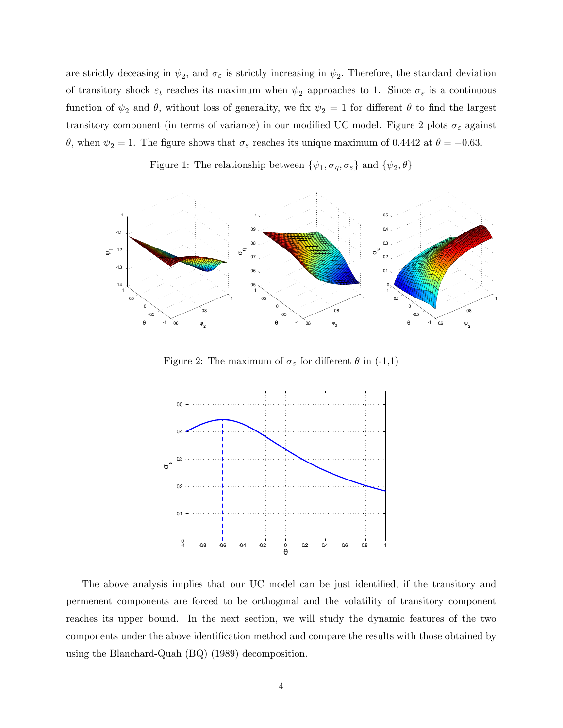are strictly deceasing in $\psi_2$, and $\sigma_\varepsilon$ is strictly increasing in $\psi_2$. Therefore, the standard deviation of transitory shock $\varepsilon_t$ reaches its maximum when $\psi_2$ approaches to 1. Since $\sigma_\varepsilon$ is a continuous function of $\psi_2$ and $\theta$, without loss of generality, we fix $\psi_2 = 1$ for different $\theta$ to find the largest transitory component (in terms of variance) in our modified UC model. Figure 2 plots $\sigma_\varepsilon$ against $\theta$, when $\psi_2 = 1$. The figure shows that $\sigma_\varepsilon$ reaches its unique maximum of 0.4442 at $\theta = -0.63$.

Figure 1: The relationship between $\{\psi_1, \sigma_\eta, \sigma_\varepsilon\}$ and $\{\psi_2, \theta\}$

Figure 2: The maximum of $\sigma_\varepsilon$ for different $\theta$ in (-1,1)

The above analysis implies that our UC model can be just identified, if the transitory and permenent components are forced to be orthogonal and the volatility of transitory component reaches its upper bound. In the next section, we will study the dynamic features of the two components under the above identification method and compare the results with those obtained by using the Blanchard-Quah (BQ) (1989) decomposition.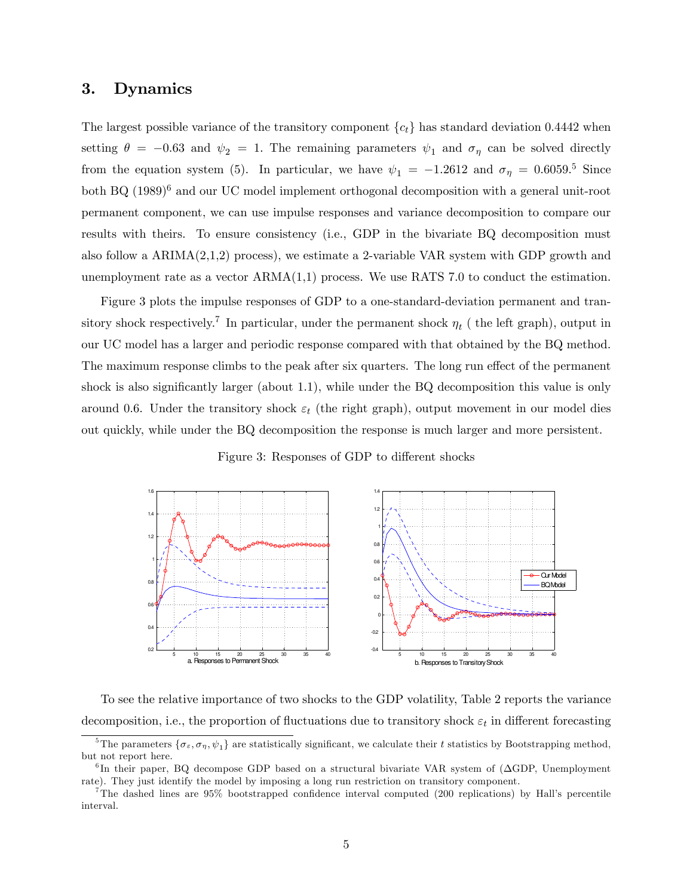## 3. Dynamics

The largest possible variance of the transitory component $\{c_t\}$ has standard deviation 0.4442 when setting $\theta = -0.63$ and $\psi_2 = 1$. The remaining parameters $\psi_1$ and $\sigma_\eta$ can be solved directly from the equation system (5). In particular, we have $\psi_1 = -1.2612$ and $\sigma_\eta = 0.6059$.[5] Since both BQ (1989)[6] and our UC model implement orthogonal decomposition with a general unit-root permanent component, we can use impulse responses and variance decomposition to compare our results with theirs. To ensure consistency (i.e., GDP in the bivariate BQ decomposition must also follow a ARIMA(2,1,2) process), we estimate a 2-variable VAR system with GDP growth and unemployment rate as a vector ARMA(1,1) process. We use RATS 7.0 to conduct the estimation.

Figure 3 plots the impulse responses of GDP to a one-standard-deviation permanent and transitory shock respectively.[7] In particular, under the permanent shock $\eta_t$ ( the left graph), output in our UC model has a larger and periodic response compared with that obtained by the BQ method. The maximum response climbs to the peak after six quarters. The long run effect of the permanent shock is also significantly larger (about 1.1), while under the BQ decomposition this value is only around 0.6. Under the transitory shock $\varepsilon_t$ (the right graph), output movement in our model dies out quickly, while under the BQ decomposition the response is much larger and more persistent.

Figure 3: Responses of GDP to different shocks

a. Responses to Permanent Shock    b. Responses to Transitory Shock

To see the relative importance of two shocks to the GDP volatility, Table 2 reports the variance decomposition, i.e., the proportion of fluctuations due to transitory shock $\varepsilon_t$ in different forecasting

[5] The parameters $\{\sigma_\varepsilon, \sigma_\eta, \psi_1\}$ are statistically significant, we calculate their $t$ statistics by Bootstrapping method, but not report here.

[6] In their paper, BQ decompose GDP based on a structural bivariate VAR system of ($\Delta$GDP, Unemployment rate). They just identify the model by imposing a long run restriction on transitory component.

[7] The dashed lines are 95% bootstrapped confidence interval computed (200 replications) by Hall's percentile interval.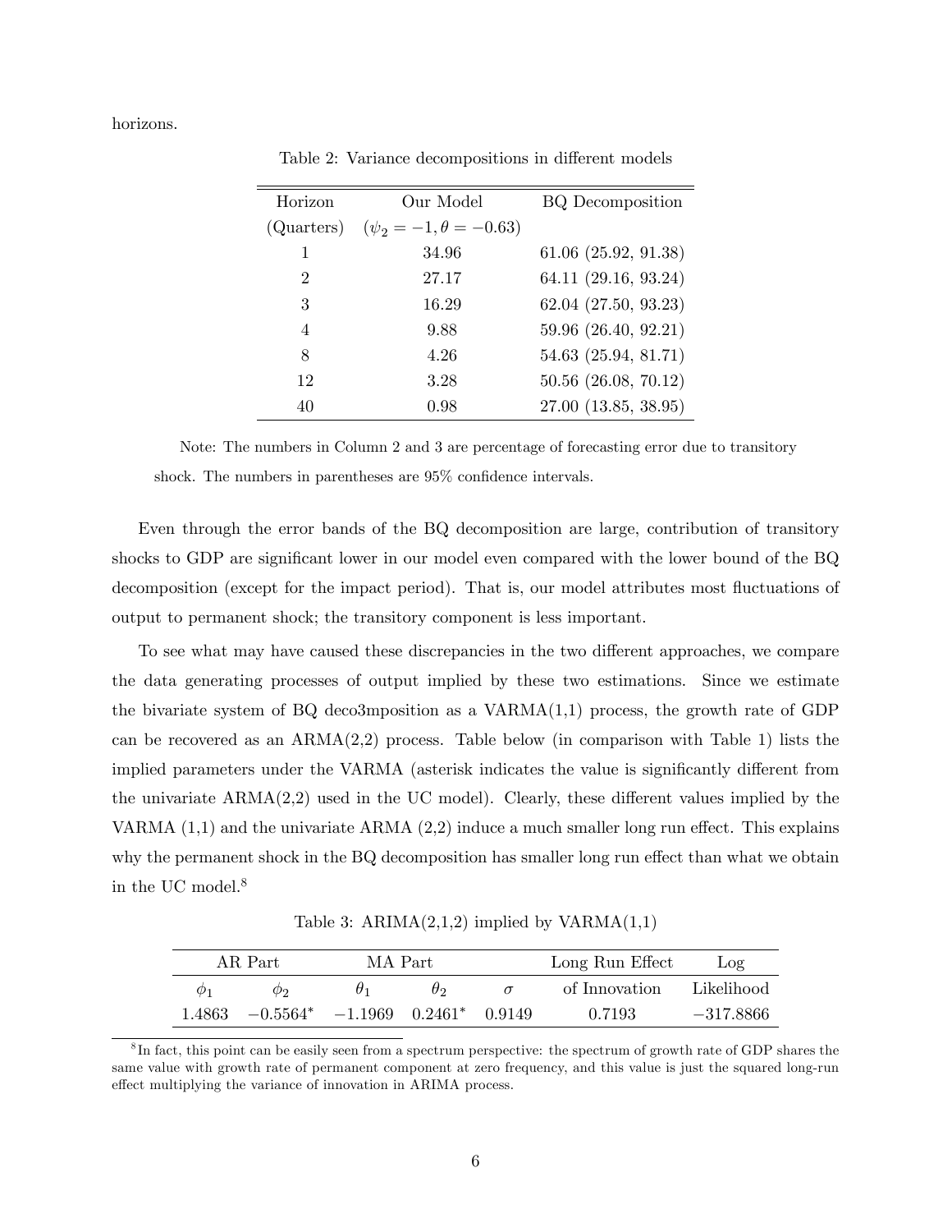horizons.

Table 2: Variance decompositions in different models

| Horizon (Quarters) | Our Model ($\psi_2 = -1, \theta = -0.63$) | BQ Decomposition |
|---|---|---|
| 1 | 34.96 | 61.06 (25.92, 91.38) |
| 2 | 27.17 | 64.11 (29.16, 93.24) |
| 3 | 16.29 | 62.04 (27.50, 93.23) |
| 4 | 9.88 | 59.96 (26.40, 92.21) |
| 8 | 4.26 | 54.63 (25.94, 81.71) |
| 12 | 3.28 | 50.56 (26.08, 70.12) |
| 40 | 0.98 | 27.00 (13.85, 38.95) |

Note: The numbers in Column 2 and 3 are percentage of forecasting error due to transitory shock. The numbers in parentheses are 95% confidence intervals.

Even through the error bands of the BQ decomposition are large, contribution of transitory shocks to GDP are significant lower in our model even compared with the lower bound of the BQ decomposition (except for the impact period). That is, our model attributes most fluctuations of output to permanent shock; the transitory component is less important.

To see what may have caused these discrepancies in the two different approaches, we compare the data generating processes of output implied by these two estimations. Since we estimate the bivariate system of BQ deco3mposition as a VARMA(1,1) process, the growth rate of GDP can be recovered as an ARMA(2,2) process. Table below (in comparison with Table 1) lists the implied parameters under the VARMA (asterisk indicates the value is significantly different from the univariate ARMA(2,2) used in the UC model). Clearly, these different values implied by the VARMA (1,1) and the univariate ARMA (2,2) induce a much smaller long run effect. This explains why the permanent shock in the BQ decomposition has smaller long run effect than what we obtain in the UC model.[8]

Table 3: ARIMA(2,1,2) implied by VARMA(1,1)

| AR Part | | MA Part | | | Long Run Effect | Log |
|---|---|---|---|---|---|---|
| $\phi_1$ | $\phi_2$ | $\theta_1$ | $\theta_2$ | $\sigma$ | of Innovation | Likelihood |
| 1.4863 | $-0.5564^*$ | $-1.1969$ | $0.2461^*$ | 0.9149 | 0.7193 | $-317.8866$ |

[8] In fact, this point can be easily seen from a spectrum perspective: the spectrum of growth rate of GDP shares the same value with growth rate of permanent component at zero frequency, and this value is just the squared long-run effect multiplying the variance of innovation in ARIMA process.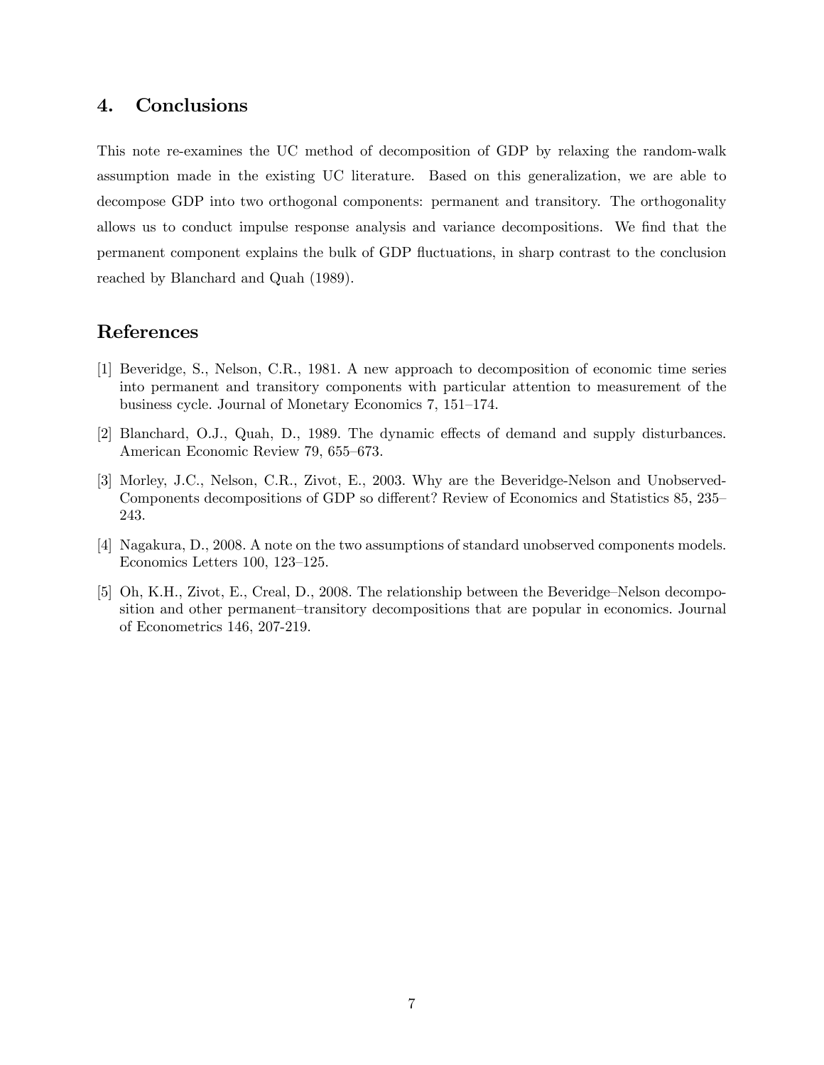## 4. Conclusions

This note re-examines the UC method of decomposition of GDP by relaxing the random-walk assumption made in the existing UC literature. Based on this generalization, we are able to decompose GDP into two orthogonal components: permanent and transitory. The orthogonality allows us to conduct impulse response analysis and variance decompositions. We find that the permanent component explains the bulk of GDP fluctuations, in sharp contrast to the conclusion reached by Blanchard and Quah (1989).

## References

[1] Beveridge, S., Nelson, C.R., 1981. A new approach to decomposition of economic time series into permanent and transitory components with particular attention to measurement of the business cycle. Journal of Monetary Economics 7, 151–174.

[2] Blanchard, O.J., Quah, D., 1989. The dynamic effects of demand and supply disturbances. American Economic Review 79, 655–673.

[3] Morley, J.C., Nelson, C.R., Zivot, E., 2003. Why are the Beveridge-Nelson and Unobserved-Components decompositions of GDP so different? Review of Economics and Statistics 85, 235–243.

[4] Nagakura, D., 2008. A note on the two assumptions of standard unobserved components models. Economics Letters 100, 123–125.

[5] Oh, K.H., Zivot, E., Creal, D., 2008. The relationship between the Beveridge–Nelson decomposition and other permanent–transitory decompositions that are popular in economics. Journal of Econometrics 146, 207-219.